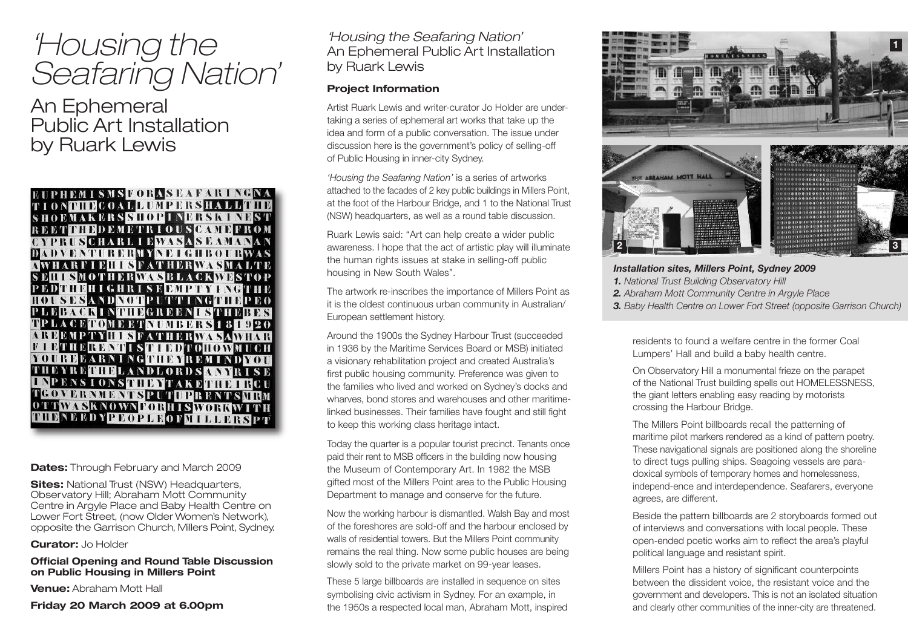# *'Housing the Seafaring Nation'*

## An Ephemeral Public Art Installation by Ruark Lewis

**Dates:** Through February and March 2009

**Sites:** National Trust (NSW) Headquarters, Observatory Hill; Abraham Mott Community Centre in Argyle Place and Baby Health Centre on Lower Fort Street, (now Older Women's Network), opposite the Garrison Church, Millers Point, Sydney.

**Curator:** Jo Holder

**Official Opening and Round Table Discussion on Public Housing in Millers Point**

**Venue:** Abraham Mott Hall

**Friday 20 March 2009 at 6.00pm**

*'Housing the Seafaring Nation'*
An Ephemeral Public Art Installation by Ruark Lewis

### Project Information

Artist Ruark Lewis and writer-curator Jo Holder are undertaking a series of ephemeral art works that take up the idea and form of a public conversation. The issue under discussion here is the government's policy of selling-off of Public Housing in inner-city Sydney.

*'Housing the Seafaring Nation'* is a series of artworks attached to the facades of 2 key public buildings in Millers Point, at the foot of the Harbour Bridge, and 1 to the National Trust (NSW) headquarters, as well as a round table discussion.

Ruark Lewis said: "Art can help create a wider public awareness. I hope that the act of artistic play will illuminate the human rights issues at stake in selling-off public housing in New South Wales".

The artwork re-inscribes the importance of Millers Point as it is the oldest continuous urban community in Australian/European settlement history.

Around the 1900s the Sydney Harbour Trust (succeeded in 1936 by the Maritime Services Board or MSB) initiated a visionary rehabilitation project and created Australia's first public housing community. Preference was given to the families who lived and worked on Sydney's docks and wharves, bond stores and warehouses and other maritime-linked businesses. Their families have fought and still fight to keep this working class heritage intact.

Today the quarter is a popular tourist precinct. Tenants once paid their rent to MSB officers in the building now housing the Museum of Contemporary Art. In 1982 the MSB gifted most of the Millers Point area to the Public Housing Department to manage and conserve for the future.

Now the working harbour is dismantled. Walsh Bay and most of the foreshores are sold-off and the harbour enclosed by walls of residential towers. But the Millers Point community remains the real thing. Now some public houses are being slowly sold to the private market on 99-year leases.

These 5 large billboards are installed in sequence on sites symbolising civic activism in Sydney. For an example, in the 1950s a respected local man, Abraham Mott, inspired residents to found a welfare centre in the former Coal Lumpers' Hall and build a baby health centre.

***Installation sites, Millers Point, Sydney 2009***
***1.*** *National Trust Building Observatory Hill*
***2.*** *Abraham Mott Community Centre in Argyle Place*
***3.*** *Baby Health Centre on Lower Fort Street (opposite Garrison Church)*

On Observatory Hill a monumental frieze on the parapet of the National Trust building spells out HOMELESSNESS, the giant letters enabling easy reading by motorists crossing the Harbour Bridge.

The Millers Point billboards recall the patterning of maritime pilot markers rendered as a kind of pattern poetry. These navigational signals are positioned along the shoreline to direct tugs pulling ships. Seagoing vessels are paradoxical symbols of temporary homes and homelessness, independ-ence and interdependence. Seafarers, everyone agrees, are different.

Beside the pattern billboards are 2 storyboards formed out of interviews and conversations with local people. These open-ended poetic works aim to reflect the area's playful political language and resistant spirit.

Millers Point has a history of significant counterpoints between the dissident voice, the resistant voice and the government and developers. This is not an isolated situation and clearly other communities of the inner-city are threatened.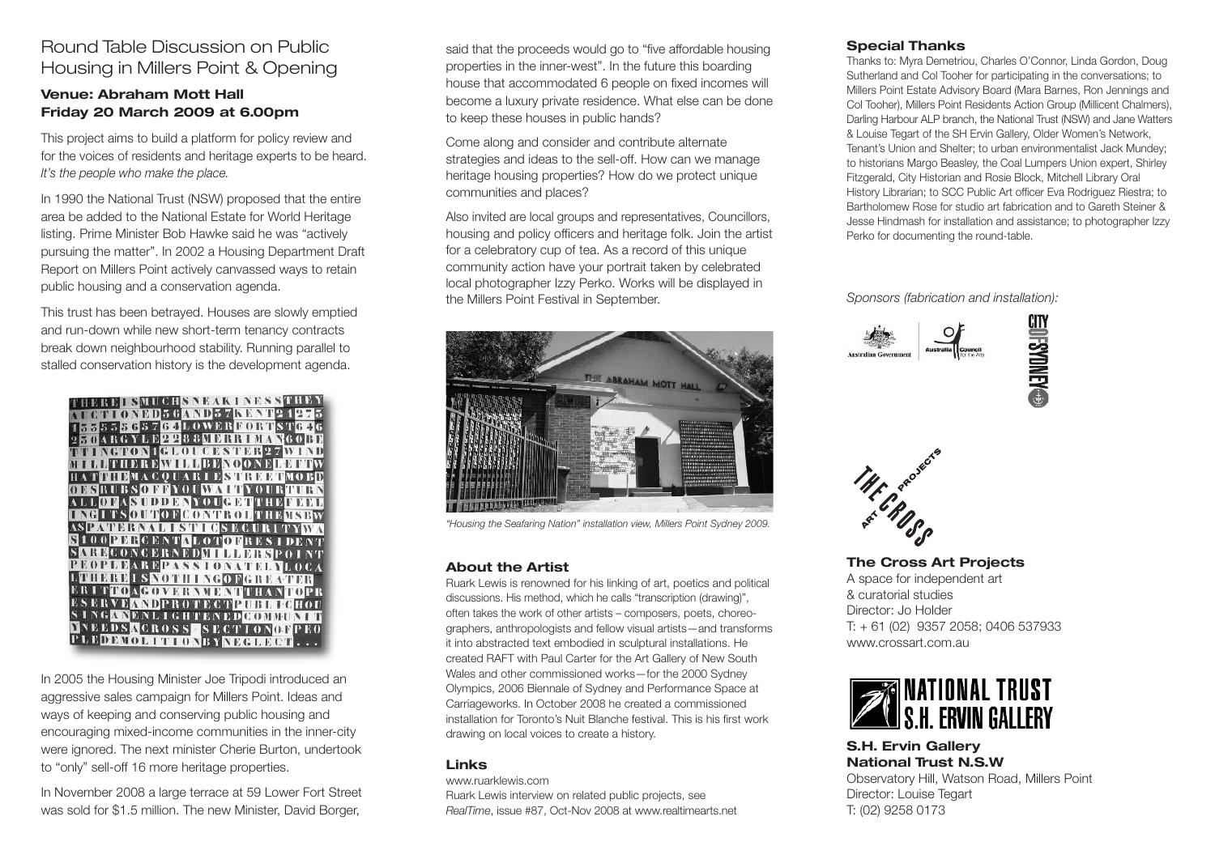## Round Table Discussion on Public Housing in Millers Point & Opening

### Venue: Abraham Mott Hall
### Friday 20 March 2009 at 6.00pm

This project aims to build a platform for policy review and for the voices of residents and heritage experts to be heard. *It's the people who make the place.*

In 1990 the National Trust (NSW) proposed that the entire area be added to the National Estate for World Heritage listing. Prime Minister Bob Hawke said he was "actively pursuing the matter". In 2002 a Housing Department Draft Report on Millers Point actively canvassed ways to retain public housing and a conservation agenda.

This trust has been betrayed. Houses are slowly emptied and run-down while new short-term tenancy contracts break down neighbourhood stability. Running parallel to stalled conservation history is the development agenda.

In 2005 the Housing Minister Joe Tripodi introduced an aggressive sales campaign for Millers Point. Ideas and ways of keeping and conserving public housing and encouraging mixed-income communities in the inner-city were ignored. The next minister Cherie Burton, undertook to "only" sell-off 16 more heritage properties.

In November 2008 a large terrace at 59 Lower Fort Street was sold for $1.5 million. The new Minister, David Borger, said that the proceeds would go to "five affordable housing properties in the inner-west". In the future this boarding house that accommodated 6 people on fixed incomes will become a luxury private residence. What else can be done to keep these houses in public hands?

Come along and consider and contribute alternate strategies and ideas to the sell-off. How can we manage heritage housing properties? How do we protect unique communities and places?

Also invited are local groups and representatives, Councillors, housing and policy officers and heritage folk. Join the artist for a celebratory cup of tea. As a record of this unique community action have your portrait taken by celebrated local photographer Izzy Perko. Works will be displayed in the Millers Point Festival in September.

*"Housing the Seafaring Nation" installation view, Millers Point Sydney 2009.*

### About the Artist

Ruark Lewis is renowned for his linking of art, poetics and political discussions. His method, which he calls "transcription (drawing)", often takes the work of other artists – composers, poets, choreographers, anthropologists and fellow visual artists—and transforms it into abstracted text embodied in sculptural installations. He created RAFT with Paul Carter for the Art Gallery of New South Wales and other commissioned works—for the 2000 Sydney Olympics, 2006 Biennale of Sydney and Performance Space at Carriageworks. In October 2008 he created a commissioned installation for Toronto's Nuit Blanche festival. This is his first work drawing on local voices to create a history.

### Links

www.ruarklewis.com
Ruark Lewis interview on related public projects, see *RealTime*, issue #87, Oct-Nov 2008 at www.realtimearts.net

### Special Thanks

Thanks to: Myra Demetriou, Charles O'Connor, Linda Gordon, Doug Sutherland and Col Tooher for participating in the conversations; to Millers Point Estate Advisory Board (Mara Barnes, Ron Jennings and Col Tooher), Millers Point Residents Action Group (Millicent Chalmers), Darling Harbour ALP branch, the National Trust (NSW) and Jane Watters & Louise Tegart of the SH Ervin Gallery, Older Women's Network, Tenant's Union and Shelter; to urban environmentalist Jack Mundey; to historians Margo Beasley, the Coal Lumpers Union expert, Shirley Fitzgerald, City Historian and Rosie Block, Mitchell Library Oral History Librarian; to SCC Public Art officer Eva Rodriguez Riestra; to Bartholomew Rose for studio art fabrication and to Gareth Steiner & Jesse Hindmash for installation and assistance; to photographer Izzy Perko for documenting the round-table.

*Sponsors (fabrication and installation):*

Australian Government | Australia Council for the Arts | City of Sydney

### The Cross Art Projects

A space for independent art & curatorial studies
Director: Jo Holder
T: + 61 (02) 9357 2058; 0406 537933
www.crossart.com.au

### S.H. Ervin Gallery
### National Trust N.S.W

Observatory Hill, Watson Road, Millers Point
Director: Louise Tegart
T: (02) 9258 0173